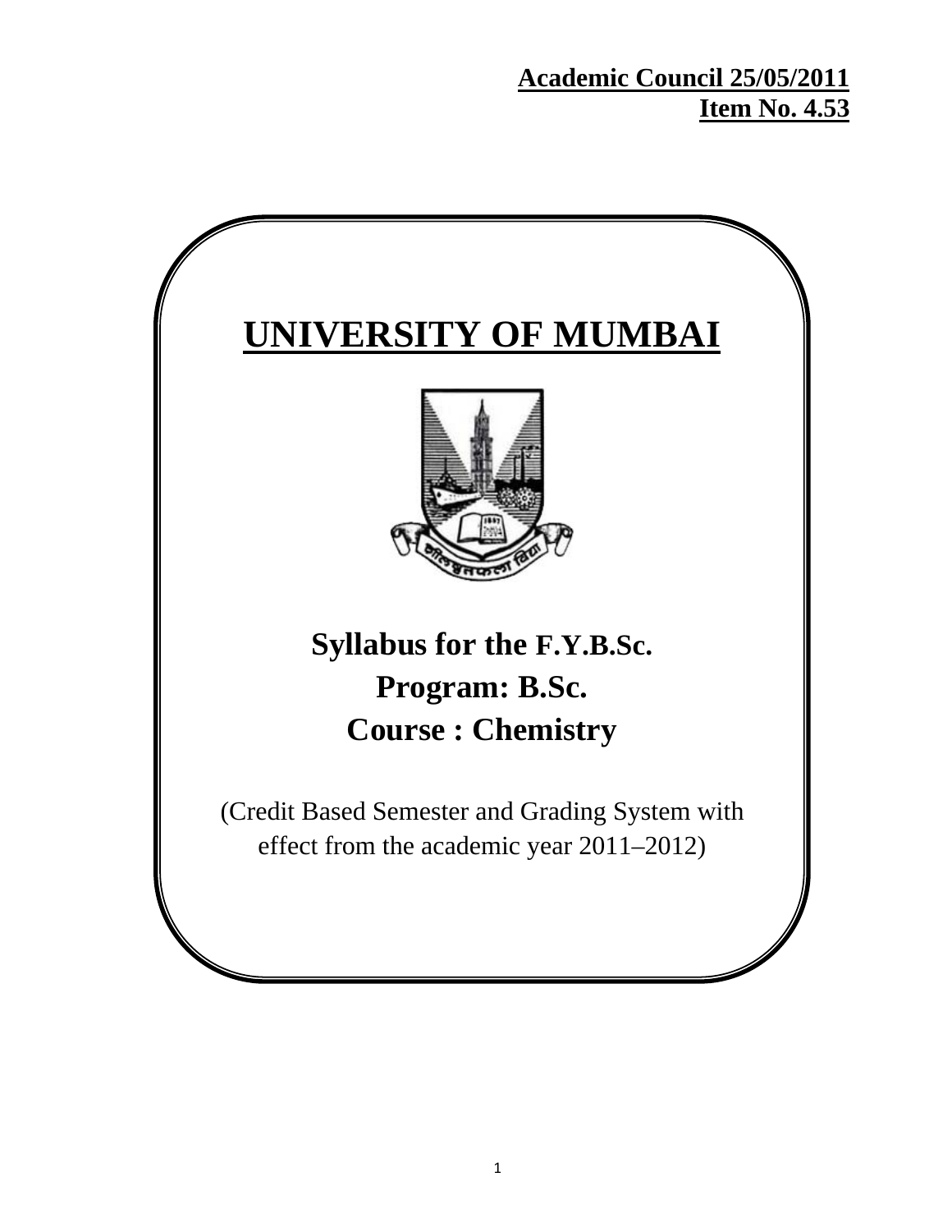**Academic Council 25/05/2011**
**Item No. 4.53**

# UNIVERSITY OF MUMBAI

## Syllabus for the F.Y.B.Sc.
## Program: B.Sc.
## Course : Chemistry

(Credit Based Semester and Grading System with effect from the academic year 2011–2012)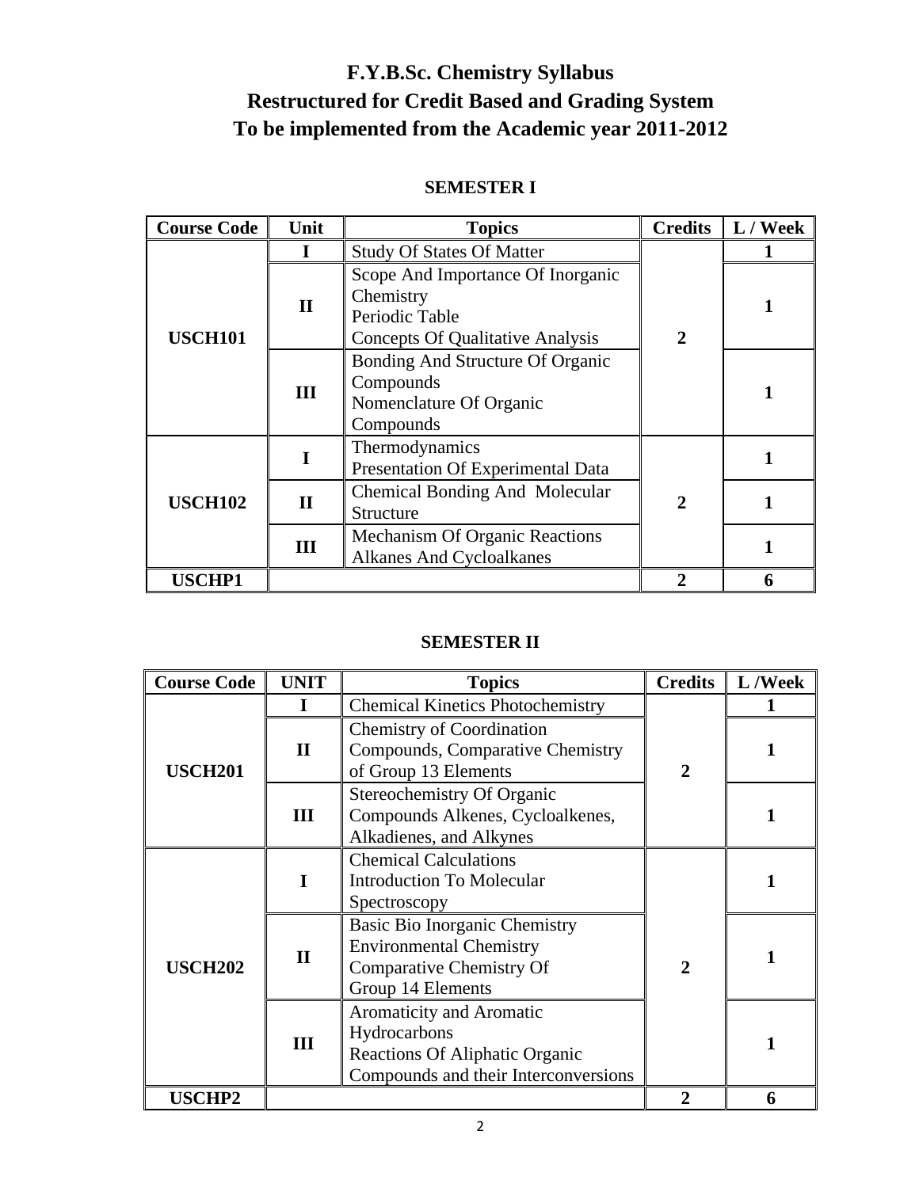# F.Y.B.Sc. Chemistry Syllabus
# Restructured for Credit Based and Grading System
# To be implemented from the Academic year 2011-2012

## SEMESTER I

| Course Code | Unit | Topics | Credits | L / Week |
|---|---|---|---|---|
| USCH101 | I | Study Of States Of Matter | 2 | 1 |
| | II | Scope And Importance Of Inorganic Chemistry<br>Periodic Table<br>Concepts Of Qualitative Analysis | | 1 |
| | III | Bonding And Structure Of Organic Compounds<br>Nomenclature Of Organic Compounds | | 1 |
| USCH102 | I | Thermodynamics<br>Presentation Of Experimental Data | 2 | 1 |
| | II | Chemical Bonding And Molecular Structure | | 1 |
| | III | Mechanism Of Organic Reactions<br>Alkanes And Cycloalkanes | | 1 |
| USCHP1 | | | 2 | 6 |

## SEMESTER II

| Course Code | UNIT | Topics | Credits | L /Week |
|---|---|---|---|---|
| USCH201 | I | Chemical Kinetics Photochemistry | 2 | 1 |
| | II | Chemistry of Coordination Compounds, Comparative Chemistry of Group 13 Elements | | 1 |
| | III | Stereochemistry Of Organic Compounds Alkenes, Cycloalkenes, Alkadienes, and Alkynes | | 1 |
| USCH202 | I | Chemical Calculations<br>Introduction To Molecular Spectroscopy | 2 | 1 |
| | II | Basic Bio Inorganic Chemistry<br>Environmental Chemistry<br>Comparative Chemistry Of Group 14 Elements | | 1 |
| | III | Aromaticity and Aromatic Hydrocarbons<br>Reactions Of Aliphatic Organic Compounds and their Interconversions | | 1 |
| USCHP2 | | | 2 | 6 |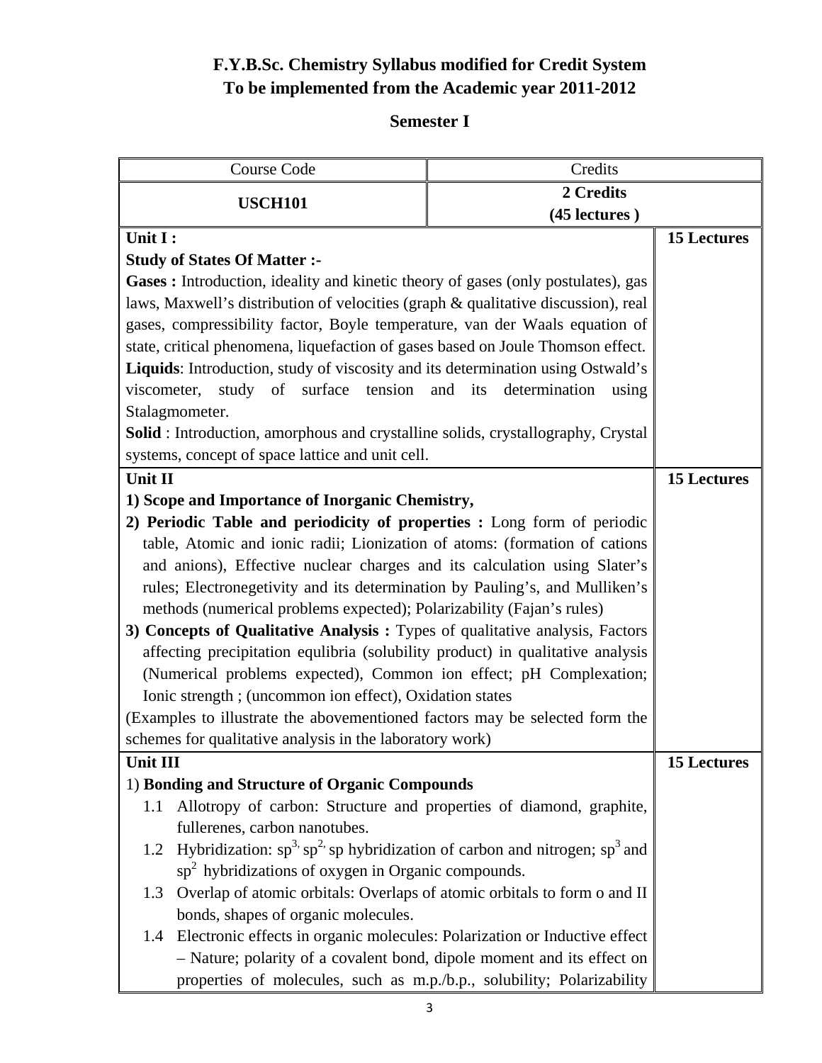# F.Y.B.Sc. Chemistry Syllabus modified for Credit System
# To be implemented from the Academic year 2011-2012

## Semester I

| Course Code | Credits | |
|---|---|---|
| **USCH101** | **2 Credits (45 lectures )** | |
| **Unit I :**<br>**Study of States Of Matter :-**<br>**Gases :** Introduction, ideality and kinetic theory of gases (only postulates), gas laws, Maxwell's distribution of velocities (graph & qualitative discussion), real gases, compressibility factor, Boyle temperature, van der Waals equation of state, critical phenomena, liquefaction of gases based on Joule Thomson effect.<br>**Liquids**: Introduction, study of viscosity and its determination using Ostwald's viscometer, study of surface tension and its determination using Stalagmometer.<br>**Solid** : Introduction, amorphous and crystalline solids, crystallography, Crystal systems, concept of space lattice and unit cell. | | **15 Lectures** |
| **Unit II**<br>**1) Scope and Importance of Inorganic Chemistry,**<br>**2) Periodic Table and periodicity of properties :** Long form of periodic table, Atomic and ionic radii; Lionization of atoms: (formation of cations and anions), Effective nuclear charges and its calculation using Slater's rules; Electronegetivity and its determination by Pauling's, and Mulliken's methods (numerical problems expected); Polarizability (Fajan's rules)<br>**3) Concepts of Qualitative Analysis :** Types of qualitative analysis, Factors affecting precipitation equlibria (solubility product) in qualitative analysis (Numerical problems expected), Common ion effect; pH Complexation; Ionic strength ; (uncommon ion effect), Oxidation states<br>(Examples to illustrate the abovementioned factors may be selected form the schemes for qualitative analysis in the laboratory work) | | **15 Lectures** |
| **Unit III**<br>1) **Bonding and Structure of Organic Compounds**<br>1.1 Allotropy of carbon: Structure and properties of diamond, graphite, fullerenes, carbon nanotubes.<br>1.2 Hybridization: $sp^3$, $sp^2$, sp hybridization of carbon and nitrogen; $sp^3$ and $sp^2$ hybridizations of oxygen in Organic compounds.<br>1.3 Overlap of atomic orbitals: Overlaps of atomic orbitals to form o and II bonds, shapes of organic molecules.<br>1.4 Electronic effects in organic molecules: Polarization or Inductive effect – Nature; polarity of a covalent bond, dipole moment and its effect on properties of molecules, such as m.p./b.p., solubility; Polarizability | | **15 Lectures** |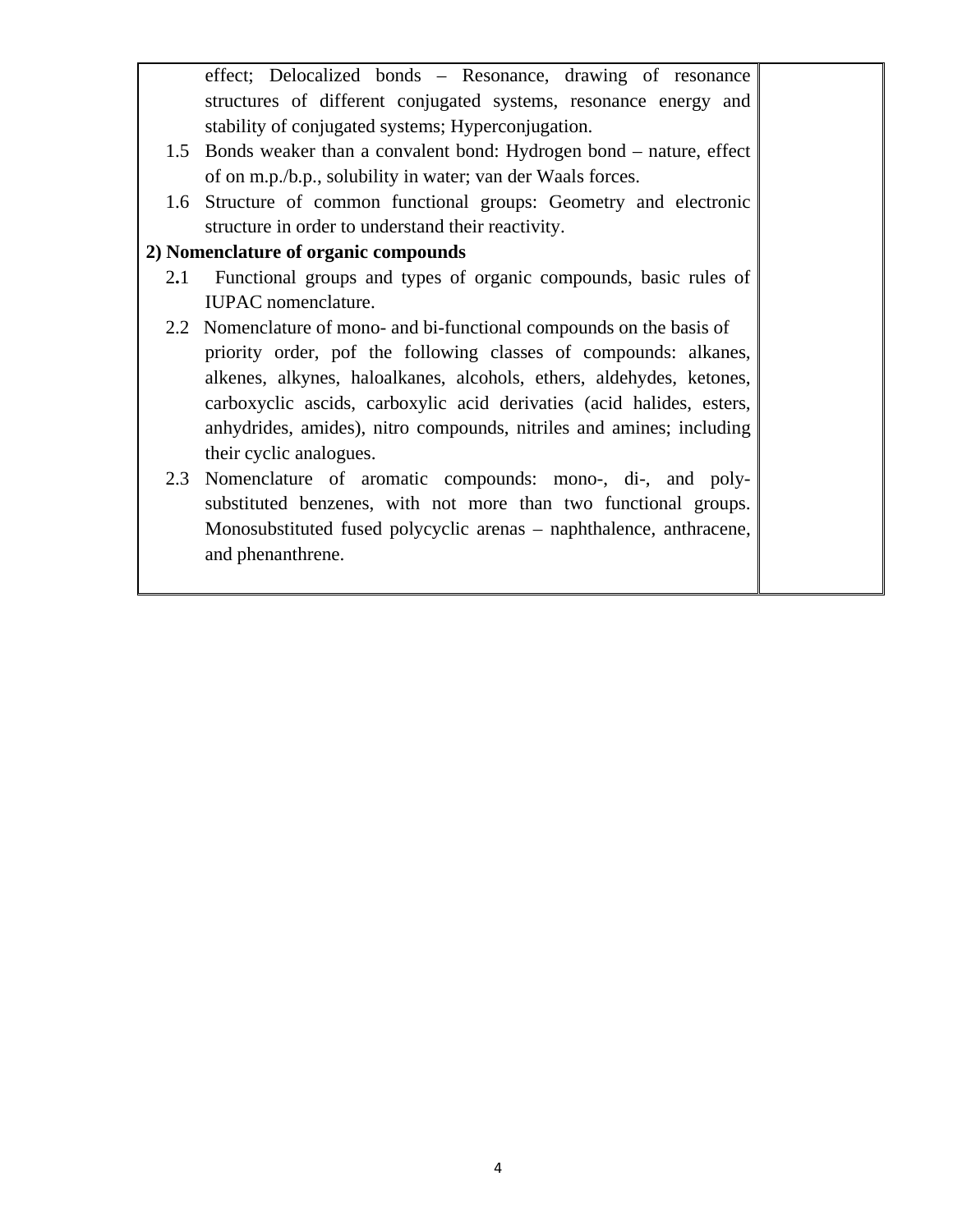| | |
|---|---|
| effect; Delocalized bonds – Resonance, drawing of resonance structures of different conjugated systems, resonance energy and stability of conjugated systems; Hyperconjugation.<br>1.5 Bonds weaker than a convalent bond: Hydrogen bond – nature, effect of on m.p./b.p., solubility in water; van der Waals forces.<br>1.6 Structure of common functional groups: Geometry and electronic structure in order to understand their reactivity.<br>**2) Nomenclature of organic compounds**<br>2.1 Functional groups and types of organic compounds, basic rules of IUPAC nomenclature.<br>2.2 Nomenclature of mono- and bi-functional compounds on the basis of priority order, pof the following classes of compounds: alkanes, alkenes, alkynes, haloalkanes, alcohols, ethers, aldehydes, ketones, carboxyclic ascids, carboxylic acid derivaties (acid halides, esters, anhydrides, amides), nitro compounds, nitriles and amines; including their cyclic analogues.<br>2.3 Nomenclature of aromatic compounds: mono-, di-, and poly-substituted benzenes, with not more than two functional groups. Monosubstituted fused polycyclic arenas – naphthalence, anthracene, and phenanthrene. | |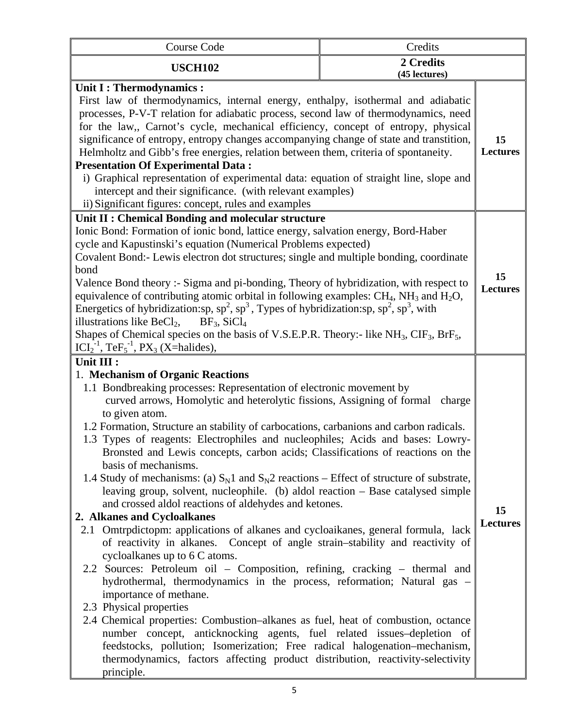| Course Code | Credits | |
|---|---|---|
| **USCH102** | **2 Credits** **(45 lectures)** | |
| **Unit I : Thermodynamics :** First law of thermodynamics, internal energy, enthalpy, isothermal and adiabatic processes, P-V-T relation for adiabatic process, second law of thermodynamics, need for the law,, Carnot's cycle, mechanical efficiency, concept of entropy, physical significance of entropy, entropy changes accompanying change of state and transtition, Helmholtz and Gibb's free energies, relation between them, criteria of spontaneity. **Presentation Of Experimental Data :** i) Graphical representation of experimental data: equation of straight line, slope and intercept and their significance. (with relevant examples) ii) Significant figures: concept, rules and examples | | **15 Lectures** |
| **Unit II : Chemical Bonding and molecular structure** Ionic Bond: Formation of ionic bond, lattice energy, salvation energy, Bord-Haber cycle and Kapustinski's equation (Numerical Problems expected) Covalent Bond:- Lewis electron dot structures; single and multiple bonding, coordinate bond Valence Bond theory :- Sigma and pi-bonding, Theory of hybridization, with respect to equivalence of contributing atomic orbital in following examples: $CH_4$, $NH_3$ and $H_2O$, Energetics of hybridization:sp, $sp^2$, $sp^3$ , Types of hybridization:sp, $sp^2$, $sp^3$, with illustrations like $BeCl_2$, $BF_3$, $SiCl_4$ Shapes of Chemical species on the basis of V.S.E.P.R. Theory:- like $NH_3$, $ClF_3$, $BrF_5$, $ICl_2^{-1}$, $TeF_5^{-1}$, $PX_3$ (X=halides), | | **15 Lectures** |
| **Unit III :** 1. **Mechanism of Organic Reactions** 1.1 Bondbreaking processes: Representation of electronic movement by curved arrows, Homolytic and heterolytic fissions, Assigning of formal charge to given atom. 1.2 Formation, Structure an stability of carbocations, carbanions and carbon radicals. 1.3 Types of reagents: Electrophiles and nucleophiles; Acids and bases: Lowry-Bronsted and Lewis concepts, carbon acids; Classifications of reactions on the basis of mechanisms. 1.4 Study of mechanisms: (a) $S_N1$ and $S_N2$ reactions – Effect of structure of substrate, leaving group, solvent, nucleophile. (b) aldol reaction – Base catalysed simple and crossed aldol reactions of aldehydes and ketones. **2. Alkanes and Cycloalkanes** 2.1 Omtrpdictopm: applications of alkanes and cycloaikanes, general formula, lack of reactivity in alkanes. Concept of angle strain–stability and reactivity of cycloalkanes up to 6 C atoms. 2.2 Sources: Petroleum oil – Composition, refining, cracking – thermal and hydrothermal, thermodynamics in the process, reformation; Natural gas – importance of methane. 2.3 Physical properties 2.4 Chemical properties: Combustion–alkanes as fuel, heat of combustion, octance number concept, anticknocking agents, fuel related issues–depletion of feedstocks, pollution; Isomerization; Free radical halogenation–mechanism, thermodynamics, factors affecting product distribution, reactivity-selectivity principle. | | **15 Lectures** |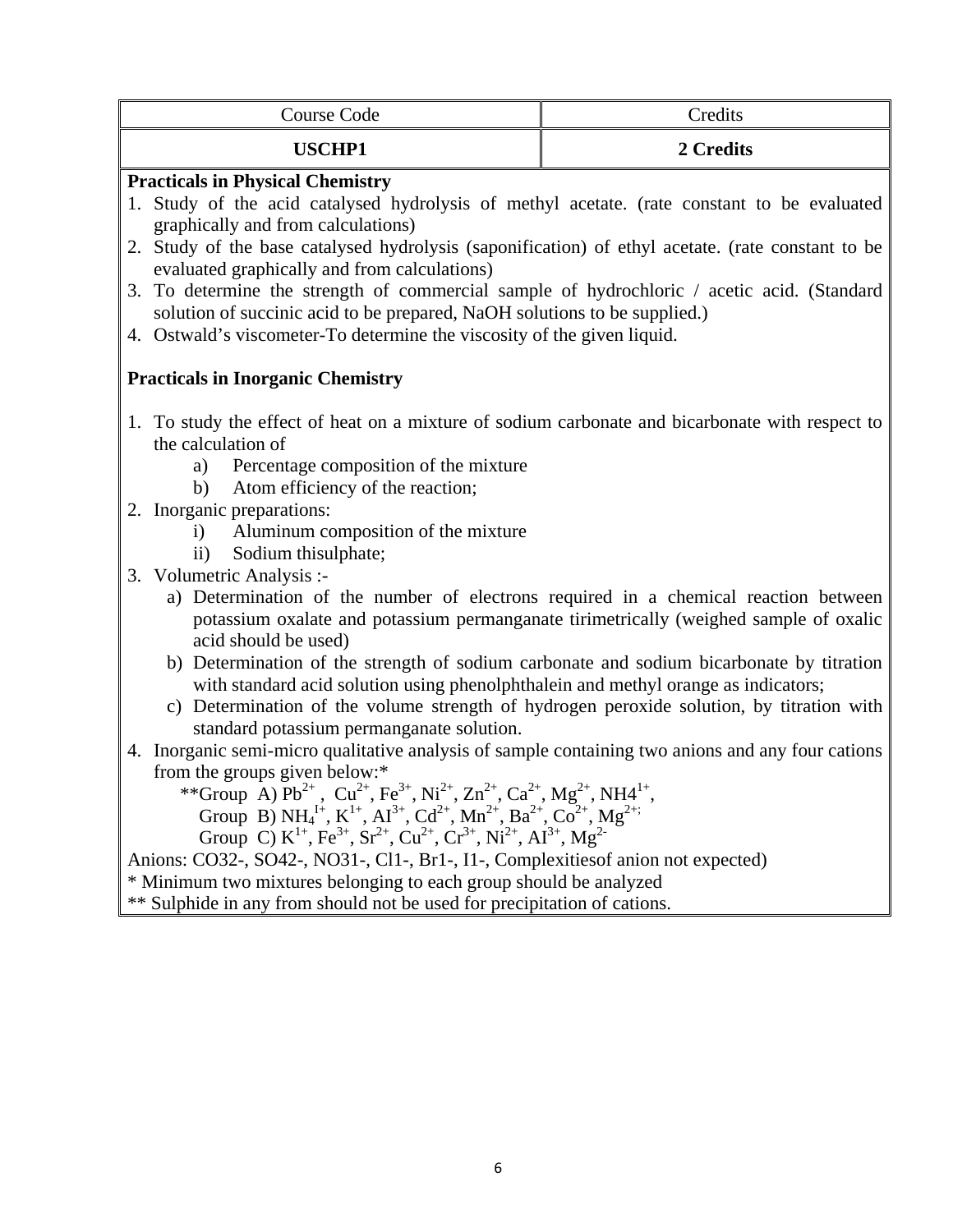| Course Code | Credits |
| --- | --- |
| **USCHP1** | **2 Credits** |

**Practicals in Physical Chemistry**

1. Study of the acid catalysed hydrolysis of methyl acetate. (rate constant to be evaluated graphically and from calculations)
2. Study of the base catalysed hydrolysis (saponification) of ethyl acetate. (rate constant to be evaluated graphically and from calculations)
3. To determine the strength of commercial sample of hydrochloric / acetic acid. (Standard solution of succinic acid to be prepared, NaOH solutions to be supplied.)
4. Ostwald's viscometer-To determine the viscosity of the given liquid.

**Practicals in Inorganic Chemistry**

1. To study the effect of heat on a mixture of sodium carbonate and bicarbonate with respect to the calculation of
   a) Percentage composition of the mixture
   b) Atom efficiency of the reaction;
2. Inorganic preparations:
   i) Aluminum composition of the mixture
   ii) Sodium thisulphate;
3. Volumetric Analysis :-
   a) Determination of the number of electrons required in a chemical reaction between potassium oxalate and potassium permanganate tirimetrically (weighed sample of oxalic acid should be used)
   b) Determination of the strength of sodium carbonate and sodium bicarbonate by titration with standard acid solution using phenolphthalein and methyl orange as indicators;
   c) Determination of the volume strength of hydrogen peroxide solution, by titration with standard potassium permanganate solution.
4. Inorganic semi-micro qualitative analysis of sample containing two anions and any four cations from the groups given below:*

   **Group A) $Pb^{2+}$, $Cu^{2+}$, $Fe^{3+}$, $Ni^{2+}$, $Zn^{2+}$, $Ca^{2+}$, $Mg^{2+}$, $NH4^{1+}$,

   Group B) $NH_4^{I+}$, $K^{1+}$, $AI^{3+}$, $Cd^{2+}$, $Mn^{2+}$, $Ba^{2+}$, $Co^{2+}$, $Mg^{2+;}$

   Group C) $K^{1+}$, $Fe^{3+}$, $Sr^{2+}$, $Cu^{2+}$, $Cr^{3+}$, $Ni^{2+}$, $AI^{3+}$, $Mg^{2-}$

Anions: CO32-, SO42-, NO31-, Cl1-, Br1-, I1-, Complexitiesof anion not expected)

* Minimum two mixtures belonging to each group should be analyzed

** Sulphide in any from should not be used for precipitation of cations.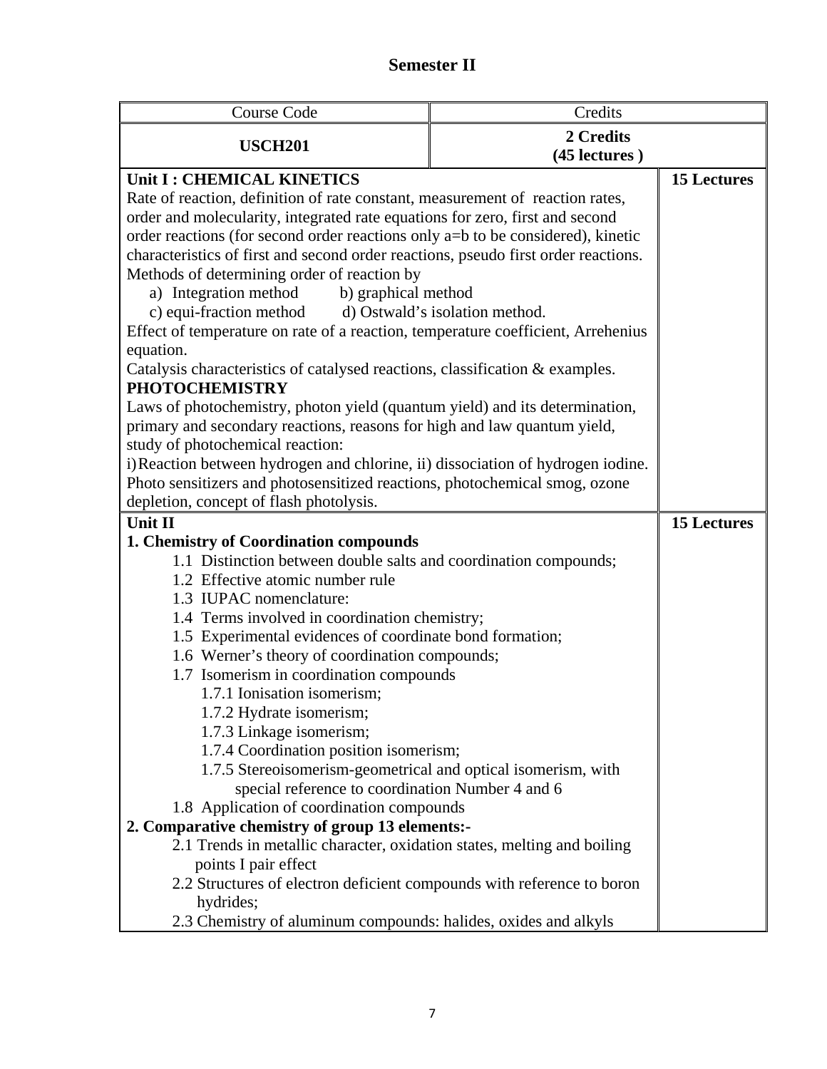# Semester II

| Course Code | Credits | |
|---|---|---|
| **USCH201** | **2 Credits (45 lectures )** | |
| **Unit I : CHEMICAL KINETICS**<br>Rate of reaction, definition of rate constant, measurement of reaction rates, order and molecularity, integrated rate equations for zero, first and second order reactions (for second order reactions only a=b to be considered), kinetic characteristics of first and second order reactions, pseudo first order reactions.<br>Methods of determining order of reaction by<br>a) Integration method b) graphical method<br>c) equi-fraction method d) Ostwald's isolation method.<br>Effect of temperature on rate of a reaction, temperature coefficient, Arrehenius equation.<br>Catalysis characteristics of catalysed reactions, classification & examples.<br>**PHOTOCHEMISTRY**<br>Laws of photochemistry, photon yield (quantum yield) and its determination, primary and secondary reactions, reasons for high and law quantum yield, study of photochemical reaction:<br>i) Reaction between hydrogen and chlorine, ii) dissociation of hydrogen iodine.<br>Photo sensitizers and photosensitized reactions, photochemical smog, ozone depletion, concept of flash photolysis. | | **15 Lectures** |
| **Unit II**<br>**1. Chemistry of Coordination compounds**<br>1.1 Distinction between double salts and coordination compounds;<br>1.2 Effective atomic number rule<br>1.3 IUPAC nomenclature:<br>1.4 Terms involved in coordination chemistry;<br>1.5 Experimental evidences of coordinate bond formation;<br>1.6 Werner's theory of coordination compounds;<br>1.7 Isomerism in coordination compounds<br>1.7.1 Ionisation isomerism;<br>1.7.2 Hydrate isomerism;<br>1.7.3 Linkage isomerism;<br>1.7.4 Coordination position isomerism;<br>1.7.5 Stereoisomerism-geometrical and optical isomerism, with special reference to coordination Number 4 and 6<br>1.8 Application of coordination compounds<br>**2. Comparative chemistry of group 13 elements:-**<br>2.1 Trends in metallic character, oxidation states, melting and boiling points I pair effect<br>2.2 Structures of electron deficient compounds with reference to boron hydrides;<br>2.3 Chemistry of aluminum compounds: halides, oxides and alkyls | | **15 Lectures** |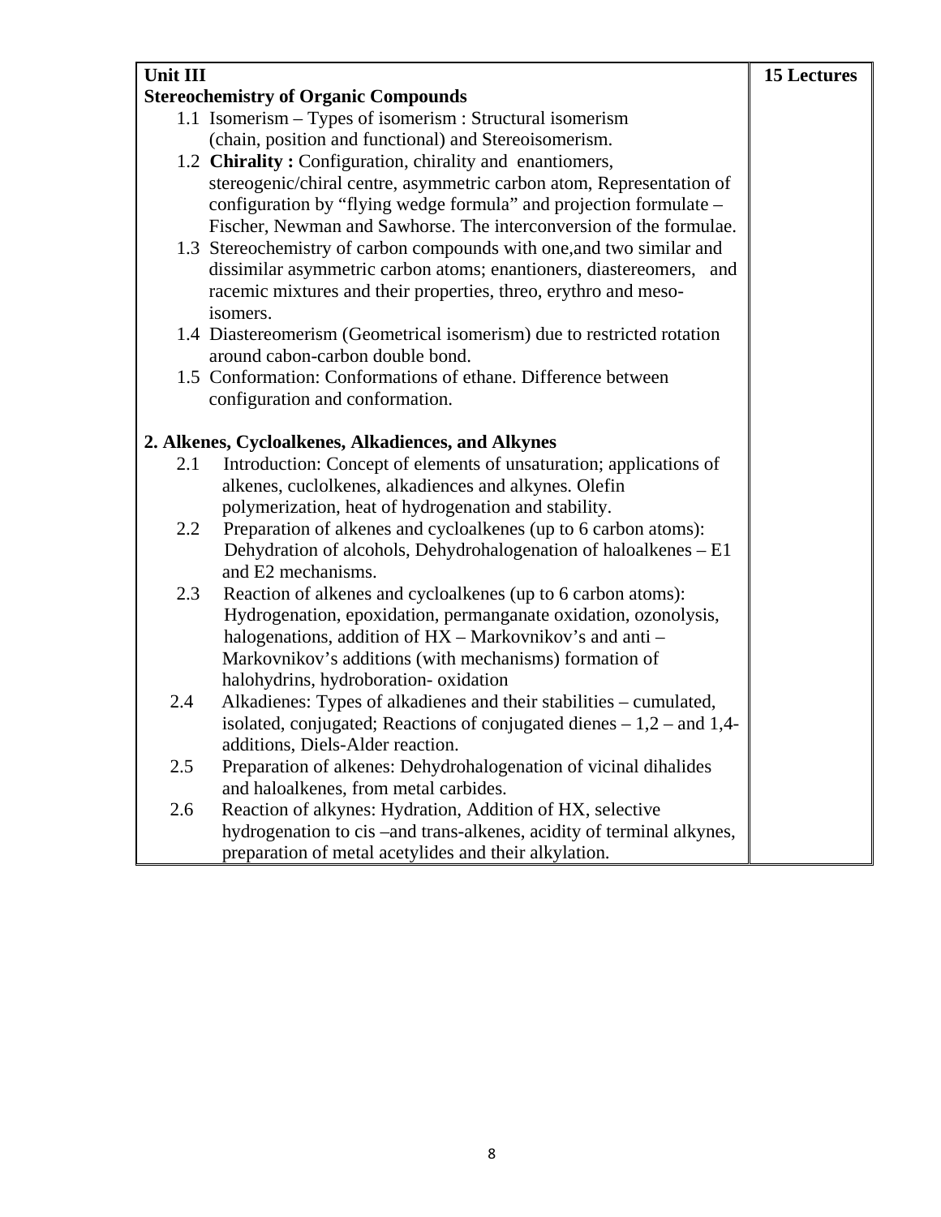| Unit III<br>**Stereochemistry of Organic Compounds**<br>1.1 Isomerism – Types of isomerism : Structural isomerism (chain, position and functional) and Stereoisomerism.<br>1.2 **Chirality :** Configuration, chirality and enantiomers, stereogenic/chiral centre, asymmetric carbon atom, Representation of configuration by "flying wedge formula" and projection formulate – Fischer, Newman and Sawhorse. The interconversion of the formulae.<br>1.3 Stereochemistry of carbon compounds with one,and two similar and dissimilar asymmetric carbon atoms; enantioners, diastereomers, and racemic mixtures and their properties, threo, erythro and meso-isomers.<br>1.4 Diastereomerism (Geometrical isomerism) due to restricted rotation around cabon-carbon double bond.<br>1.5 Conformation: Conformations of ethane. Difference between configuration and conformation.<br><br>**2. Alkenes, Cycloalkenes, Alkadiences, and Alkynes**<br>2.1 Introduction: Concept of elements of unsaturation; applications of alkenes, cuclolkenes, alkadiences and alkynes. Olefin polymerization, heat of hydrogenation and stability.<br>2.2 Preparation of alkenes and cycloalkenes (up to 6 carbon atoms): Dehydration of alcohols, Dehydrohalogenation of haloalkenes – E1 and E2 mechanisms.<br>2.3 Reaction of alkenes and cycloalkenes (up to 6 carbon atoms): Hydrogenation, epoxidation, permanganate oxidation, ozonolysis, halogenations, addition of HX – Markovnikov's and anti – Markovnikov's additions (with mechanisms) formation of halohydrins, hydroboration- oxidation<br>2.4 Alkadienes: Types of alkadienes and their stabilities – cumulated, isolated, conjugated; Reactions of conjugated dienes – 1,2 – and 1,4- additions, Diels-Alder reaction.<br>2.5 Preparation of alkenes: Dehydrohalogenation of vicinal dihalides and haloalkenes, from metal carbides.<br>2.6 Reaction of alkynes: Hydration, Addition of HX, selective hydrogenation to cis –and trans-alkenes, acidity of terminal alkynes, preparation of metal acetylides and their alkylation. | **15 Lectures** |
|---|---|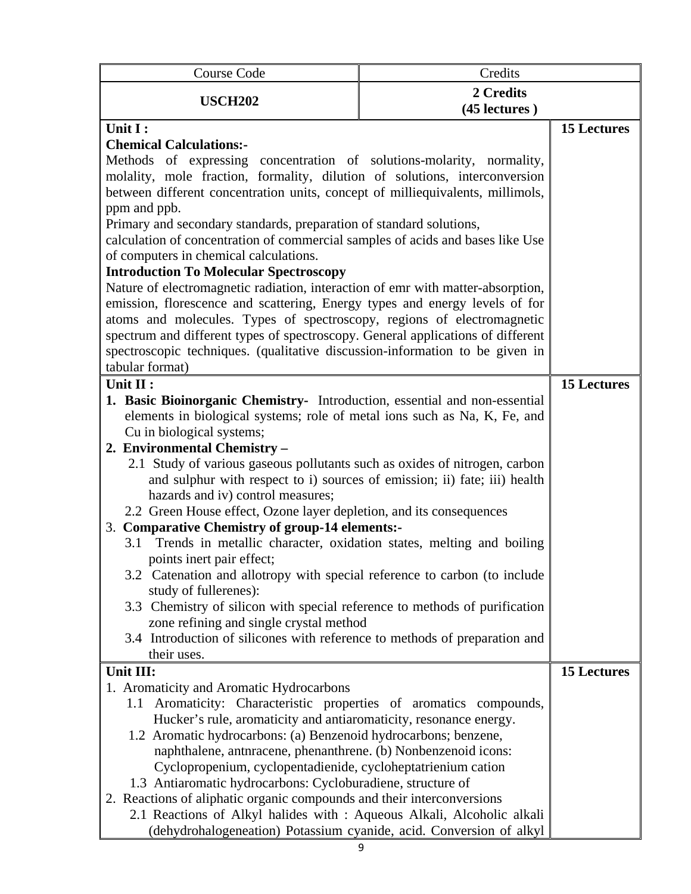| Course Code | Credits | |
|---|---|---|
| **USCH202** | **2 Credits (45 lectures )** | |
| **Unit I :**<br>**Chemical Calculations:-**<br>Methods of expressing concentration of solutions-molarity, normality, molality, mole fraction, formality, dilution of solutions, interconversion between different concentration units, concept of milliequivalents, millimols, ppm and ppb.<br>Primary and secondary standards, preparation of standard solutions, calculation of concentration of commercial samples of acids and bases like Use of computers in chemical calculations.<br>**Introduction To Molecular Spectroscopy**<br>Nature of electromagnetic radiation, interaction of emr with matter-absorption, emission, florescence and scattering, Energy types and energy levels of for atoms and molecules. Types of spectroscopy, regions of electromagnetic spectrum and different types of spectroscopy. General applications of different spectroscopic techniques. (qualitative discussion-information to be given in tabular format) | | **15 Lectures** |
| **Unit II :**<br>1. **Basic Bioinorganic Chemistry-** Introduction, essential and non-essential elements in biological systems; role of metal ions such as Na, K, Fe, and Cu in biological systems;<br>2. **Environmental Chemistry –**<br>2.1 Study of various gaseous pollutants such as oxides of nitrogen, carbon and sulphur with respect to i) sources of emission; ii) fate; iii) health hazards and iv) control measures;<br>2.2 Green House effect, Ozone layer depletion, and its consequences<br>3. **Comparative Chemistry of group-14 elements:-**<br>3.1 Trends in metallic character, oxidation states, melting and boiling points inert pair effect;<br>3.2 Catenation and allotropy with special reference to carbon (to include study of fullerenes):<br>3.3 Chemistry of silicon with special reference to methods of purification zone refining and single crystal method<br>3.4 Introduction of silicones with reference to methods of preparation and their uses. | | **15 Lectures** |
| **Unit III:**<br>1. Aromaticity and Aromatic Hydrocarbons<br>1.1 Aromaticity: Characteristic properties of aromatics compounds, Hucker's rule, aromaticity and antiaromaticity, resonance energy.<br>1.2 Aromatic hydrocarbons: (a) Benzenoid hydrocarbons; benzene, naphthalene, antnracene, phenanthrene. (b) Nonbenzenoid icons: Cyclopropenium, cyclopentadienide, cycloheptatrienium cation<br>1.3 Antiaromatic hydrocarbons: Cycloburadiene, structure of<br>2. Reactions of aliphatic organic compounds and their interconversions<br>2.1 Reactions of Alkyl halides with : Aqueous Alkali, Alcoholic alkali (dehydrohalogeneation) Potassium cyanide, acid. Conversion of alkyl | | **15 Lectures** |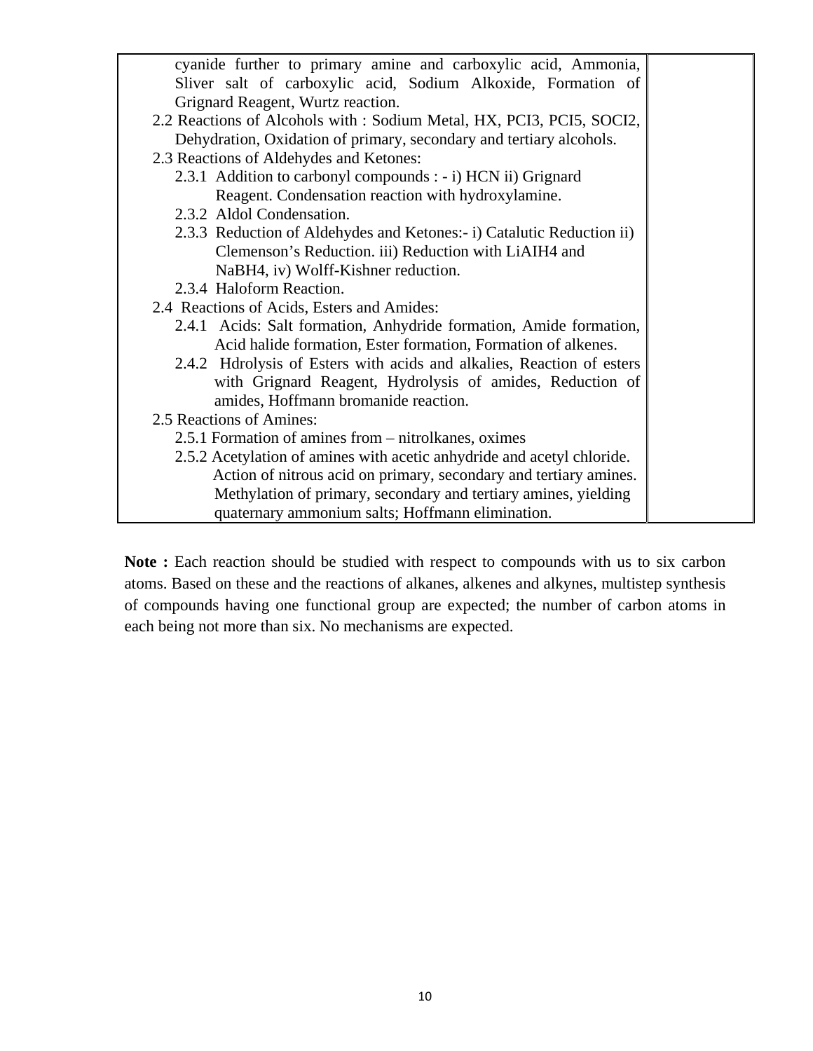| | |
|---|---|
| cyanide further to primary amine and carboxylic acid, Ammonia, Sliver salt of carboxylic acid, Sodium Alkoxide, Formation of Grignard Reagent, Wurtz reaction.<br>2.2 Reactions of Alcohols with : Sodium Metal, HX, $PCI3$, $PCI5$, $SOCI2$, Dehydration, Oxidation of primary, secondary and tertiary alcohols.<br>2.3 Reactions of Aldehydes and Ketones:<br>2.3.1 Addition to carbonyl compounds : - i) HCN ii) Grignard Reagent. Condensation reaction with hydroxylamine.<br>2.3.2 Aldol Condensation.<br>2.3.3 Reduction of Aldehydes and Ketones:- i) Catalutic Reduction ii) Clemenson's Reduction. iii) Reduction with $LiAIH4$ and $NaBH4$, iv) Wolff-Kishner reduction.<br>2.3.4 Haloform Reaction.<br>2.4 Reactions of Acids, Esters and Amides:<br>2.4.1 Acids: Salt formation, Anhydride formation, Amide formation, Acid halide formation, Ester formation, Formation of alkenes.<br>2.4.2 Hdrolysis of Esters with acids and alkalies, Reaction of esters with Grignard Reagent, Hydrolysis of amides, Reduction of amides, Hoffmann bromanide reaction.<br>2.5 Reactions of Amines:<br>2.5.1 Formation of amines from – nitrolkanes, oximes<br>2.5.2 Acetylation of amines with acetic anhydride and acetyl chloride. Action of nitrous acid on primary, secondary and tertiary amines. Methylation of primary, secondary and tertiary amines, yielding quaternary ammonium salts; Hoffmann elimination. | |

**Note :** Each reaction should be studied with respect to compounds with us to six carbon atoms. Based on these and the reactions of alkanes, alkenes and alkynes, multistep synthesis of compounds having one functional group are expected; the number of carbon atoms in each being not more than six. No mechanisms are expected.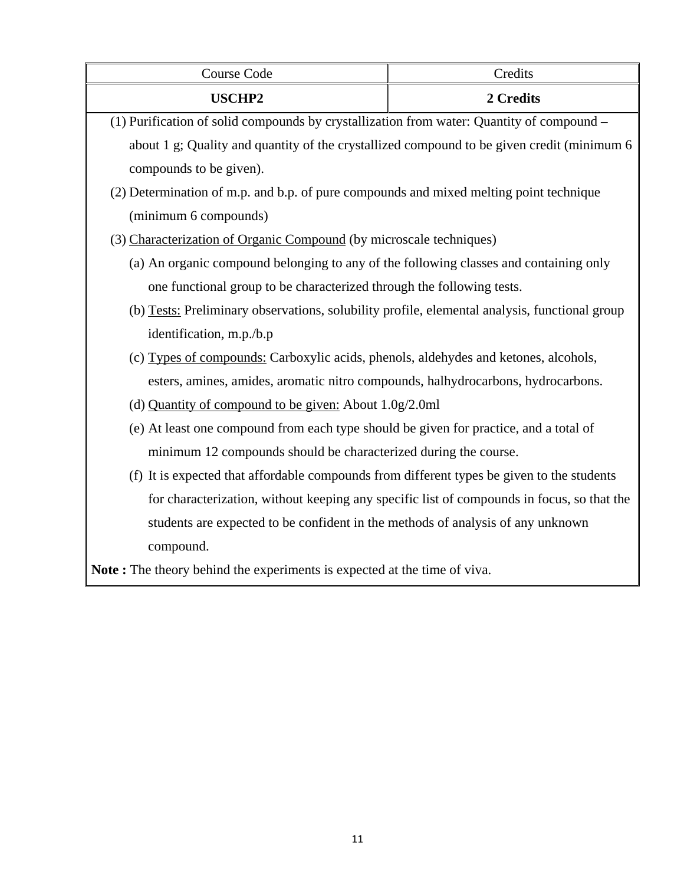| Course Code | Credits |
| --- | --- |
| **USCHP2** | **2 Credits** |

(1) Purification of solid compounds by crystallization from water: Quantity of compound – about 1 g; Quality and quantity of the crystallized compound to be given credit (minimum 6 compounds to be given).

(2) Determination of m.p. and b.p. of pure compounds and mixed melting point technique (minimum 6 compounds)

(3) <u>Characterization of Organic Compound</u> (by microscale techniques)

- (a) An organic compound belonging to any of the following classes and containing only one functional group to be characterized through the following tests.
- (b) <u>Tests:</u> Preliminary observations, solubility profile, elemental analysis, functional group identification, m.p./b.p
- (c) <u>Types of compounds:</u> Carboxylic acids, phenols, aldehydes and ketones, alcohols, esters, amines, amides, aromatic nitro compounds, halhydrocarbons, hydrocarbons.
- (d) <u>Quantity of compound to be given:</u> About 1.0g/2.0ml
- (e) At least one compound from each type should be given for practice, and a total of minimum 12 compounds should be characterized during the course.
- (f) It is expected that affordable compounds from different types be given to the students for characterization, without keeping any specific list of compounds in focus, so that the students are expected to be confident in the methods of analysis of any unknown compound.

**Note :** The theory behind the experiments is expected at the time of viva.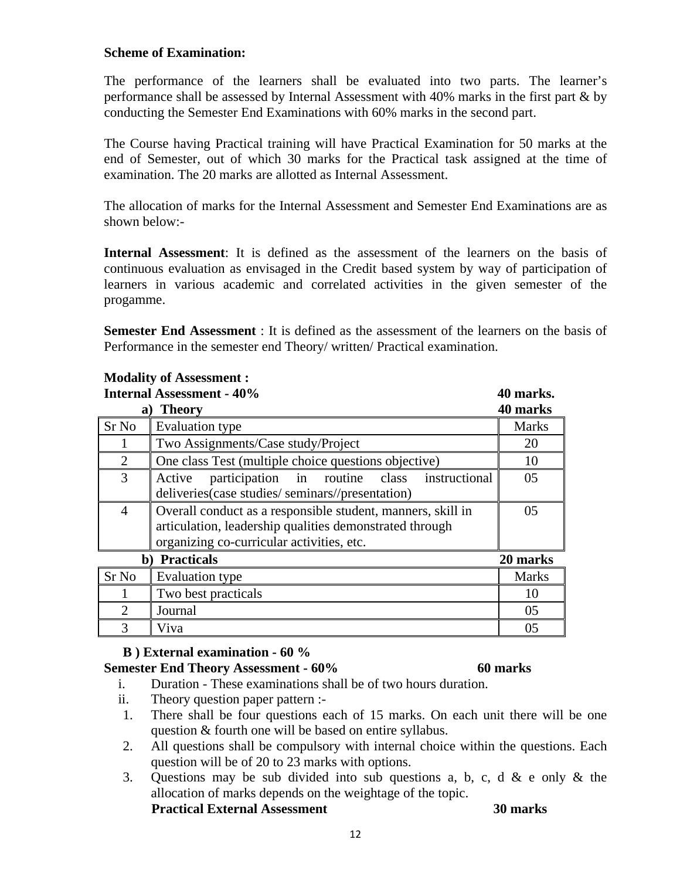**Scheme of Examination:**

The performance of the learners shall be evaluated into two parts. The learner's performance shall be assessed by Internal Assessment with 40% marks in the first part & by conducting the Semester End Examinations with 60% marks in the second part.

The Course having Practical training will have Practical Examination for 50 marks at the end of Semester, out of which 30 marks for the Practical task assigned at the time of examination. The 20 marks are allotted as Internal Assessment.

The allocation of marks for the Internal Assessment and Semester End Examinations are as shown below:-

**Internal Assessment**: It is defined as the assessment of the learners on the basis of continuous evaluation as envisaged in the Credit based system by way of participation of learners in various academic and correlated activities in the given semester of the progamme.

**Semester End Assessment** : It is defined as the assessment of the learners on the basis of Performance in the semester end Theory/ written/ Practical examination.

**Modality of Assessment :**

**Internal Assessment - 40% 40 marks.**

**a) Theory 40 marks**

| Sr No | Evaluation type | Marks |
|---|---|---|
| 1 | Two Assignments/Case study/Project | 20 |
| 2 | One class Test (multiple choice questions objective) | 10 |
| 3 | Active participation in routine class instructional deliveries(case studies/ seminars//presentation) | 05 |
| 4 | Overall conduct as a responsible student, manners, skill in articulation, leadership qualities demonstrated through organizing co-curricular activities, etc. | 05 |

**b) Practicals 20 marks**

| Sr No | Evaluation type | Marks |
|---|---|---|
| 1 | Two best practicals | 10 |
| 2 | Journal | 05 |
| 3 | Viva | 05 |

**B ) External examination - 60 %**

**Semester End Theory Assessment - 60% 60 marks**

i. Duration - These examinations shall be of two hours duration.

ii. Theory question paper pattern :-

1. There shall be four questions each of 15 marks. On each unit there will be one question & fourth one will be based on entire syllabus.
2. All questions shall be compulsory with internal choice within the questions. Each question will be of 20 to 23 marks with options.
3. Questions may be sub divided into sub questions a, b, c, d & e only & the allocation of marks depends on the weightage of the topic.

**Practical External Assessment 30 marks**